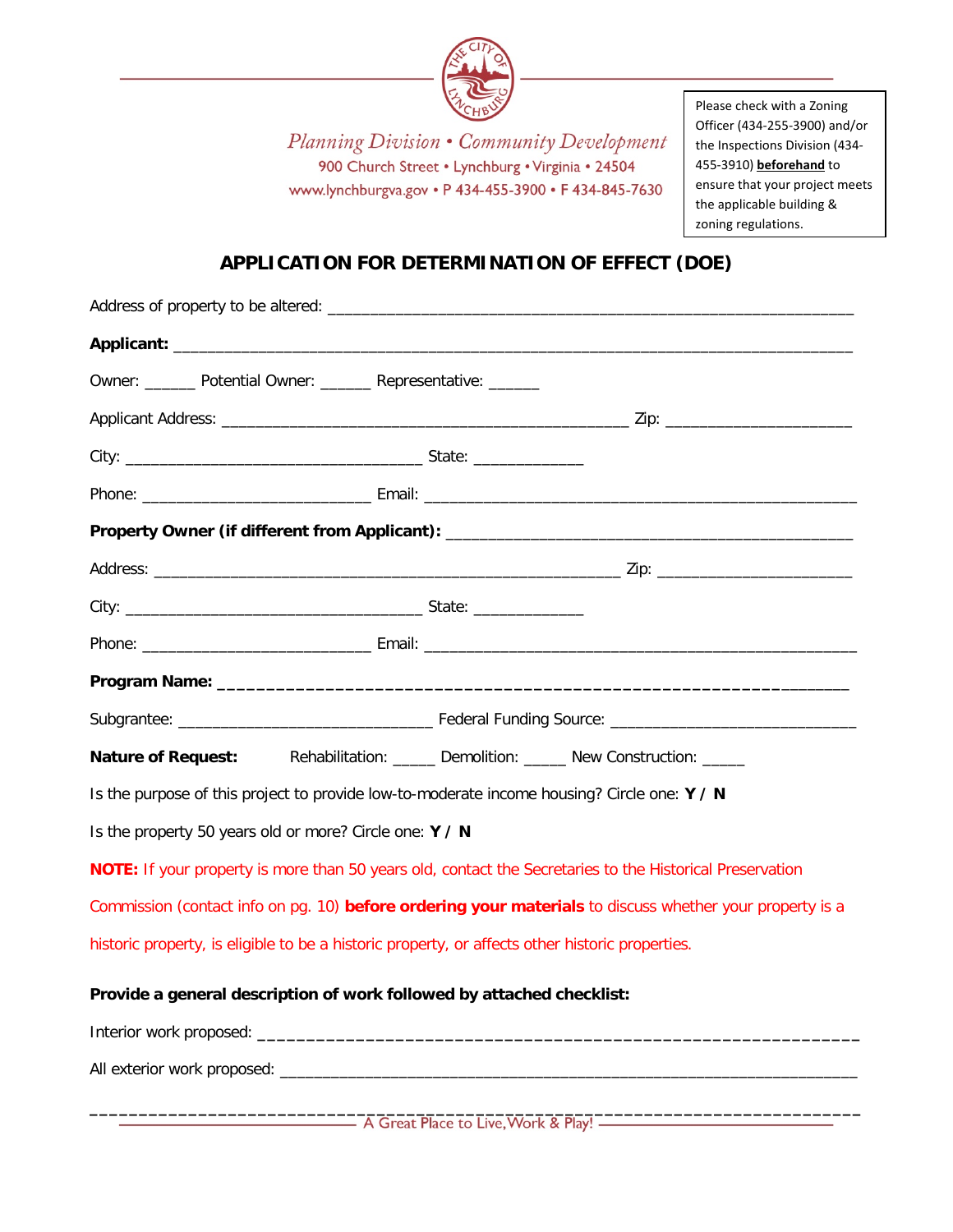Planning Division • Community Development
900 Church Street • Lynchburg • Virginia • 24504
www.lynchburgva.gov • P 434-455-3900 • F 434-845-7630

> Please check with a Zoning Officer (434-255-3900) and/or the Inspections Division (434-455-3910) **beforehand** to ensure that your project meets the applicable building & zoning regulations.

# APPLICATION FOR DETERMINATION OF EFFECT (DOE)

Address of property to be altered: ______________________________________________________________

**Applicant:** ______________________________________________________________________________

Owner: ______ Potential Owner: ______ Representative: ______

Applicant Address: ________________________________________________ Zip: _____________________

City: ___________________________________ State: _____________

Phone: ___________________________ Email: ___________________________________________________

**Property Owner (if different from Applicant):** _______________________________________________

Address: _______________________________________________________ Zip: _______________________

City: ___________________________________ State: _____________

Phone: ___________________________ Email: ___________________________________________________

**Program Name:** _________________________________________________________________

Subgrantee: ______________________________ Federal Funding Source: ____________________________

**Nature of Request:** Rehabilitation: _____ Demolition: _____ New Construction: _____

Is the purpose of this project to provide low-to-moderate income housing? Circle one: **Y / N**

Is the property 50 years old or more? Circle one: **Y / N**

**NOTE:** If your property is more than 50 years old, contact the Secretaries to the Historical Preservation Commission (contact info on pg. 10) **before ordering your materials** to discuss whether your property is a historic property, is eligible to be a historic property, or affects other historic properties.

**Provide a general description of work followed by attached checklist:**

Interior work proposed: _____________________________________________________________

All exterior work proposed: _________________________________________________________________

______________________________________________________________________________________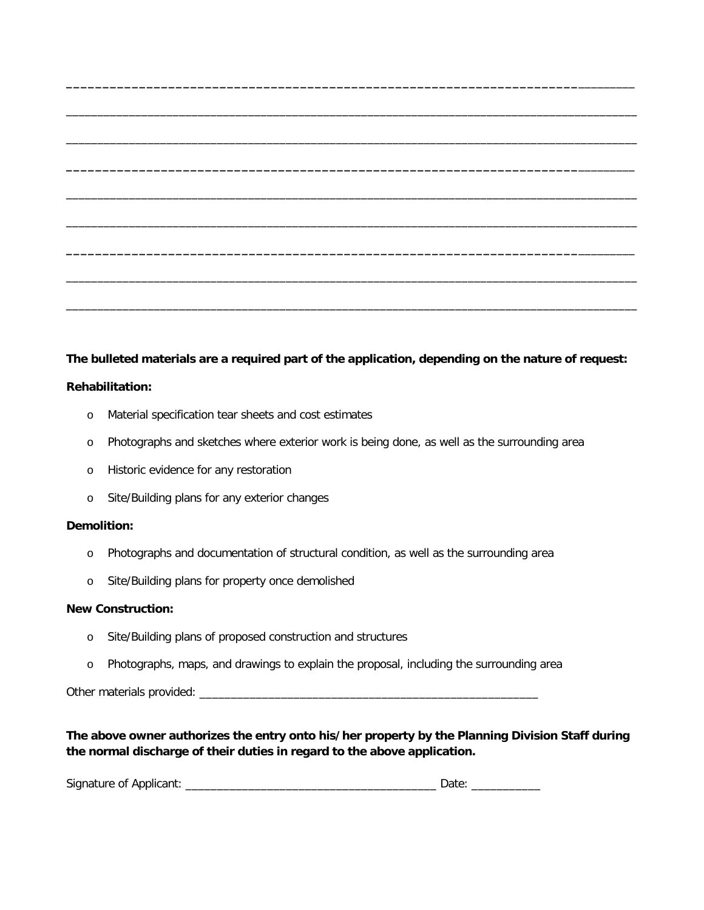______________________________________________________________________________

______________________________________________________________________________

______________________________________________________________________________

______________________________________________________________________________

______________________________________________________________________________

______________________________________________________________________________

______________________________________________________________________________

______________________________________________________________________________

______________________________________________________________________________

**The bulleted materials are a required part of the application, depending on the nature of request:**

**Rehabilitation:**

- Material specification tear sheets and cost estimates
- Photographs and sketches where exterior work is being done, as well as the surrounding area
- Historic evidence for any restoration
- Site/Building plans for any exterior changes

**Demolition:**

- Photographs and documentation of structural condition, as well as the surrounding area
- Site/Building plans for property once demolished

**New Construction:**

- Site/Building plans of proposed construction and structures
- Photographs, maps, and drawings to explain the proposal, including the surrounding area

Other materials provided: ________________________________________________

**The above owner authorizes the entry onto his/her property by the Planning Division Staff during the normal discharge of their duties in regard to the above application.**

Signature of Applicant: ____________________________________ Date: __________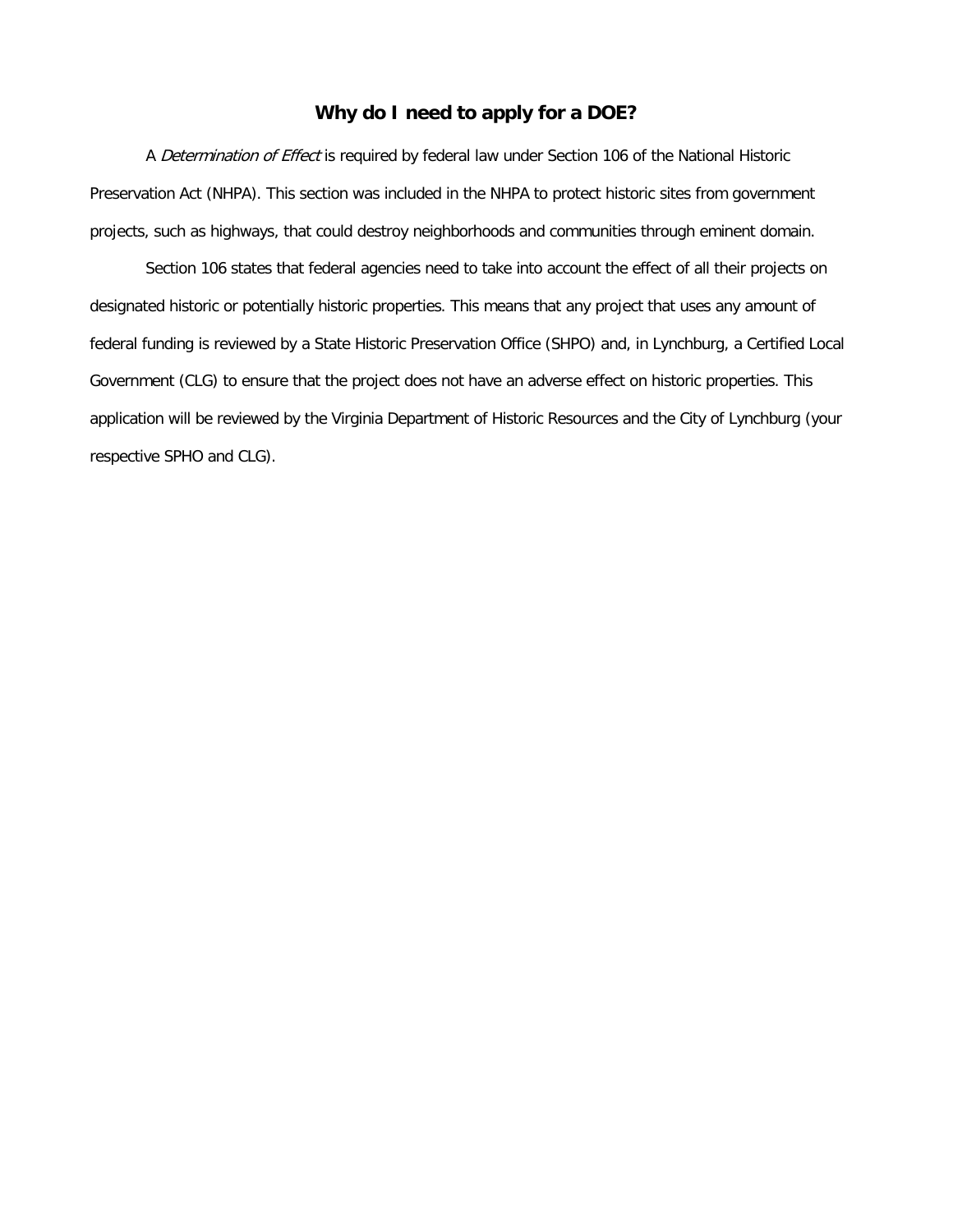## Why do I need to apply for a DOE?

A *Determination of Effect* is required by federal law under Section 106 of the National Historic Preservation Act (NHPA). This section was included in the NHPA to protect historic sites from government projects, such as highways, that could destroy neighborhoods and communities through eminent domain.

Section 106 states that federal agencies need to take into account the effect of all their projects on designated historic or potentially historic properties. This means that any project that uses any amount of federal funding is reviewed by a State Historic Preservation Office (SHPO) and, in Lynchburg, a Certified Local Government (CLG) to ensure that the project does not have an adverse effect on historic properties. This application will be reviewed by the Virginia Department of Historic Resources and the City of Lynchburg (your respective SPHO and CLG).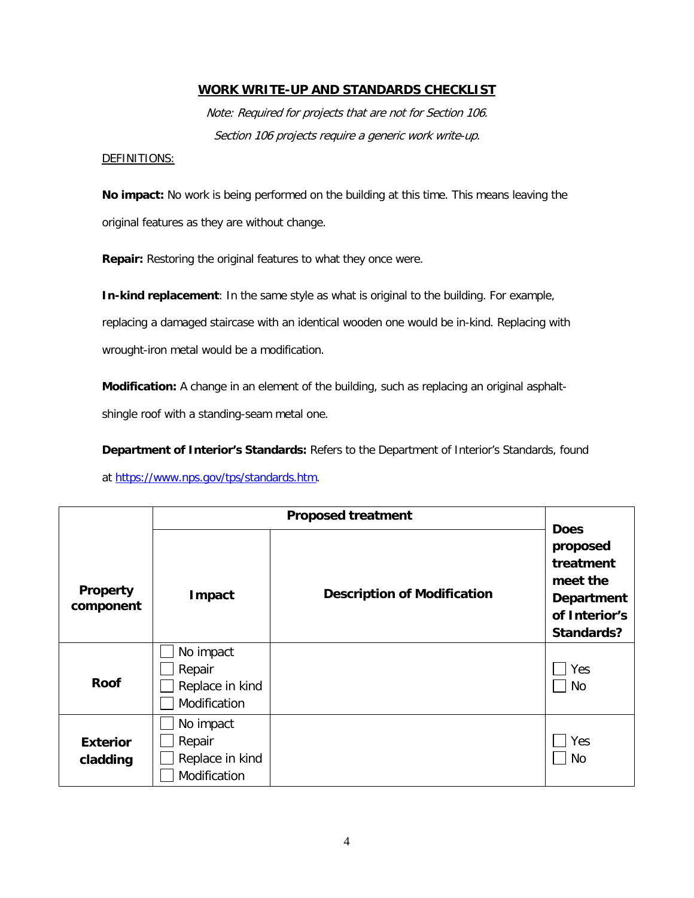## WORK WRITE-UP AND STANDARDS CHECKLIST

*Note: Required for projects that are not for Section 106.*

*Section 106 projects require a generic work write-up.*

DEFINITIONS:

**No impact:** No work is being performed on the building at this time. This means leaving the original features as they are without change.

**Repair:** Restoring the original features to what they once were.

**In-kind replacement**: In the same style as what is original to the building. For example, replacing a damaged staircase with an identical wooden one would be in-kind. Replacing with wrought-iron metal would be a modification.

**Modification:** A change in an element of the building, such as replacing an original asphalt-shingle roof with a standing-seam metal one.

**Department of Interior's Standards:** Refers to the Department of Interior's Standards, found at [https://www.nps.gov/tps/standards.htm](https://www.nps.gov/tps/standards.htm).

| Property component | Proposed treatment | | Does proposed treatment meet the Department of Interior's Standards? |
|---|---|---|---|
| | **Impact** | **Description of Modification** | |
| **Roof** | ☐ No impact<br>☐ Repair<br>☐ Replace in kind<br>☐ Modification | | ☐ Yes<br>☐ No |
| **Exterior cladding** | ☐ No impact<br>☐ Repair<br>☐ Replace in kind<br>☐ Modification | | ☐ Yes<br>☐ No |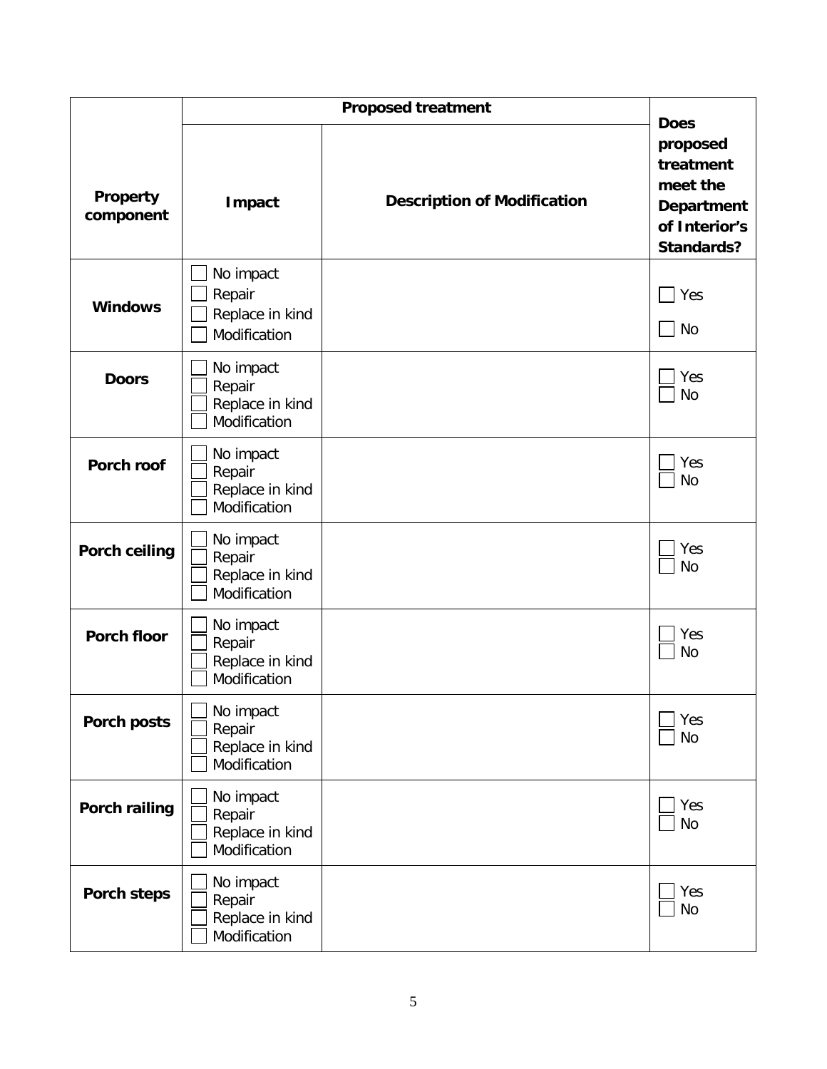| Property component | Proposed treatment | | Does proposed treatment meet the Department of Interior's Standards? |
|---|---|---|---|
| | Impact | Description of Modification | |
| **Windows** | ☐ No impact<br>☐ Repair<br>☐ Replace in kind<br>☐ Modification | | ☐ Yes<br>☐ No |
| **Doors** | ☐ No impact<br>☐ Repair<br>☐ Replace in kind<br>☐ Modification | | ☐ Yes<br>☐ No |
| **Porch roof** | ☐ No impact<br>☐ Repair<br>☐ Replace in kind<br>☐ Modification | | ☐ Yes<br>☐ No |
| **Porch ceiling** | ☐ No impact<br>☐ Repair<br>☐ Replace in kind<br>☐ Modification | | ☐ Yes<br>☐ No |
| **Porch floor** | ☐ No impact<br>☐ Repair<br>☐ Replace in kind<br>☐ Modification | | ☐ Yes<br>☐ No |
| **Porch posts** | ☐ No impact<br>☐ Repair<br>☐ Replace in kind<br>☐ Modification | | ☐ Yes<br>☐ No |
| **Porch railing** | ☐ No impact<br>☐ Repair<br>☐ Replace in kind<br>☐ Modification | | ☐ Yes<br>☐ No |
| **Porch steps** | ☐ No impact<br>☐ Repair<br>☐ Replace in kind<br>☐ Modification | | ☐ Yes<br>☐ No |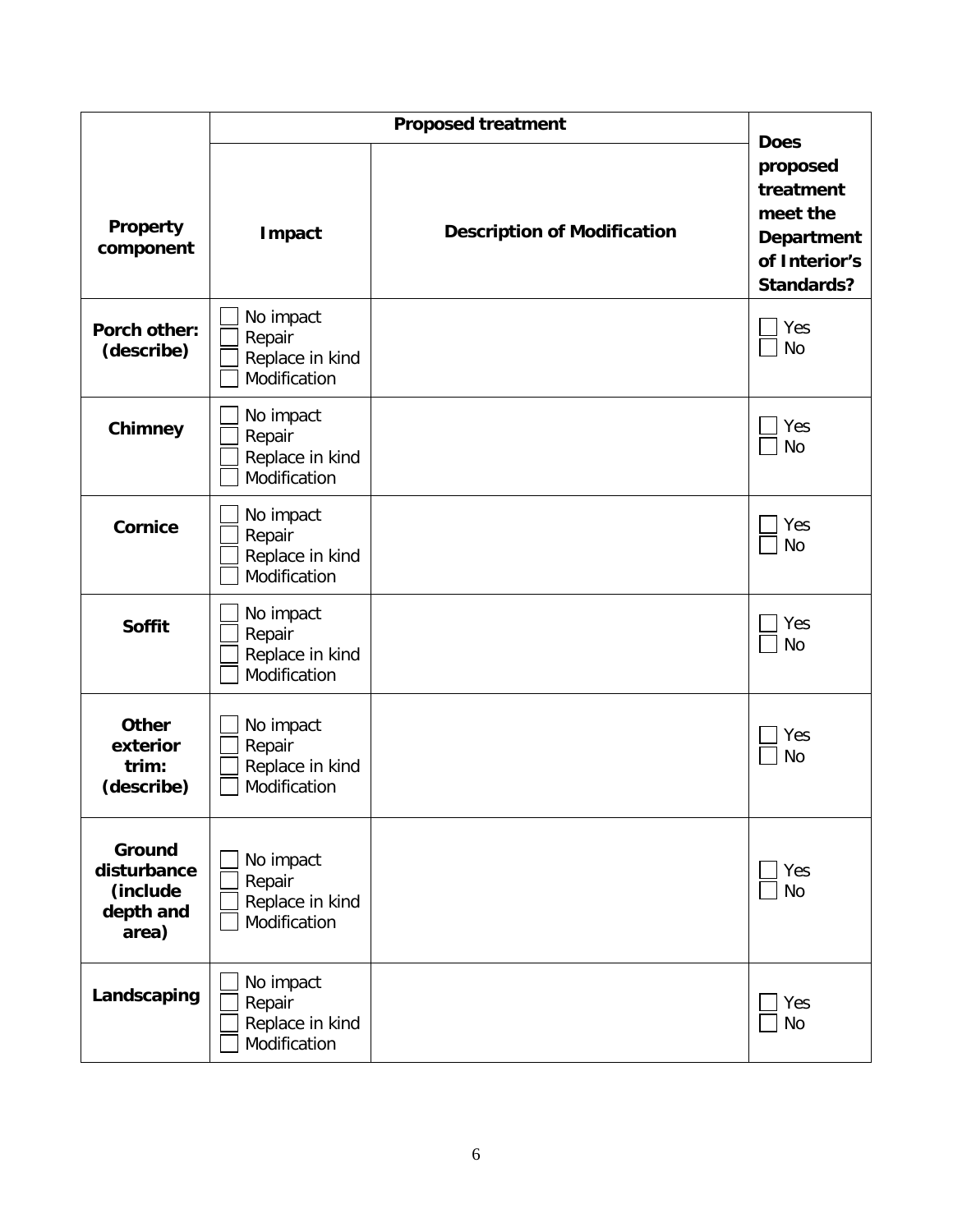| Property component | Proposed treatment | | Does proposed treatment meet the Department of Interior's Standards? |
|---|---|---|---|
| | **Impact** | **Description of Modification** | |
| **Porch other: (describe)** | ☐ No impact<br>☐ Repair<br>☐ Replace in kind<br>☐ Modification | | ☐ Yes<br>☐ No |
| **Chimney** | ☐ No impact<br>☐ Repair<br>☐ Replace in kind<br>☐ Modification | | ☐ Yes<br>☐ No |
| **Cornice** | ☐ No impact<br>☐ Repair<br>☐ Replace in kind<br>☐ Modification | | ☐ Yes<br>☐ No |
| **Soffit** | ☐ No impact<br>☐ Repair<br>☐ Replace in kind<br>☐ Modification | | ☐ Yes<br>☐ No |
| **Other exterior trim: (describe)** | ☐ No impact<br>☐ Repair<br>☐ Replace in kind<br>☐ Modification | | ☐ Yes<br>☐ No |
| **Ground disturbance (include depth and area)** | ☐ No impact<br>☐ Repair<br>☐ Replace in kind<br>☐ Modification | | ☐ Yes<br>☐ No |
| **Landscaping** | ☐ No impact<br>☐ Repair<br>☐ Replace in kind<br>☐ Modification | | ☐ Yes<br>☐ No |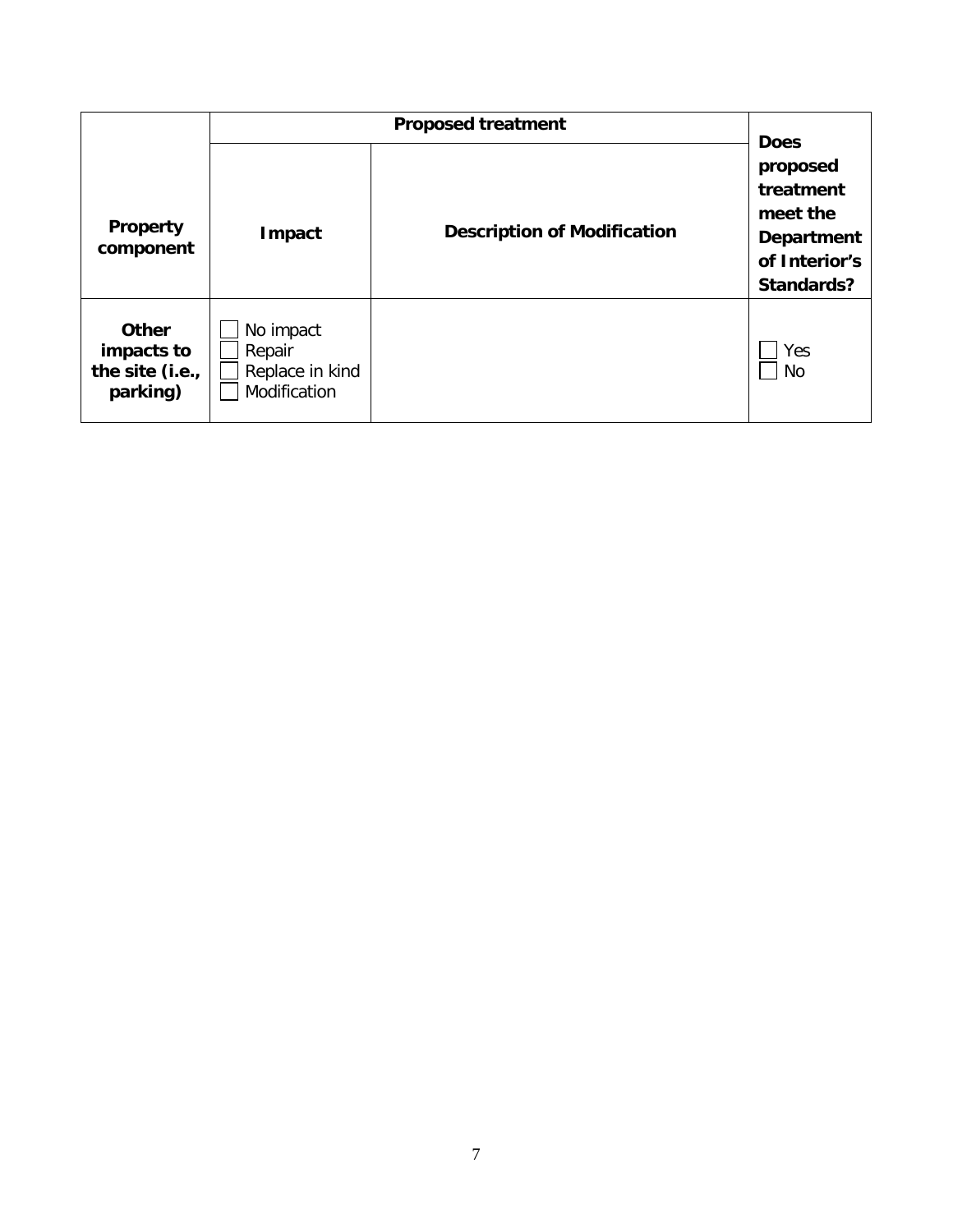| Property component | Proposed treatment | | Does proposed treatment meet the Department of Interior's Standards? |
|---|---|---|---|
| | **Impact** | **Description of Modification** | |
| **Other impacts to the site (i.e., parking)** | ☐ No impact<br>☐ Repair<br>☐ Replace in kind<br>☐ Modification | | ☐ Yes<br>☐ No |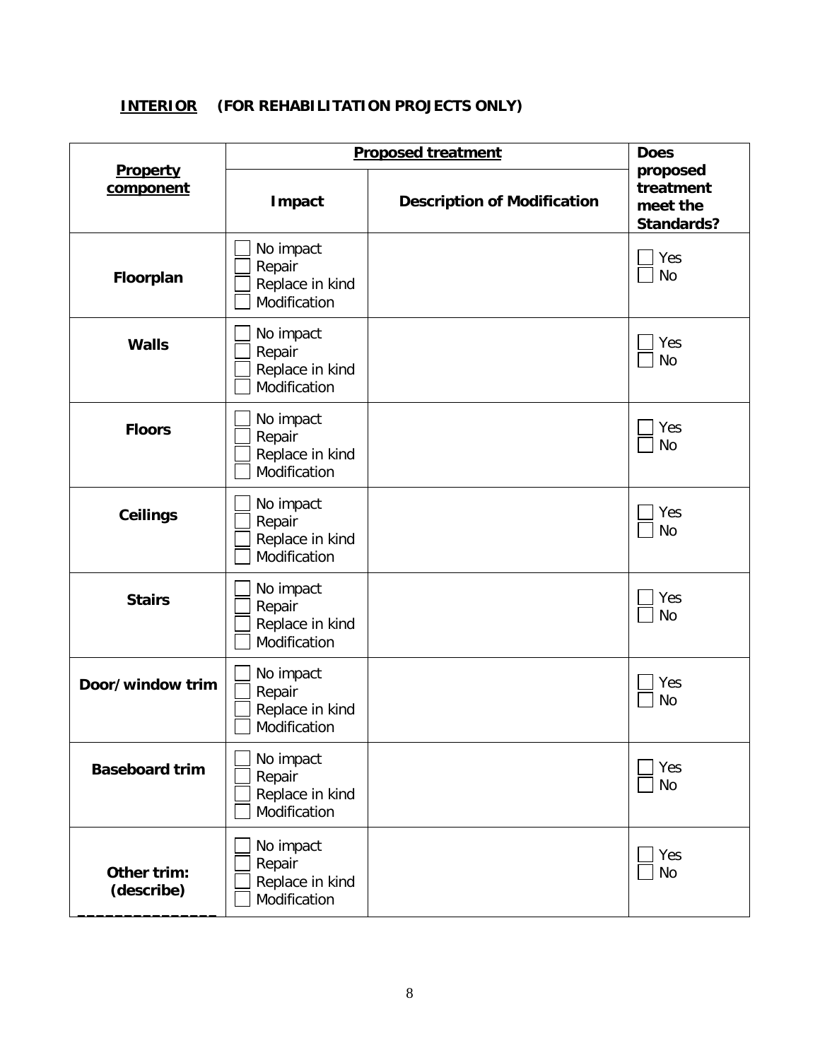## INTERIOR (FOR REHABILITATION PROJECTS ONLY)

| Property component | Proposed treatment | | Does proposed treatment meet the Standards? |
|---|---|---|---|
| | Impact | Description of Modification | |
| **Floorplan** | ☐ No impact<br>☐ Repair<br>☐ Replace in kind<br>☐ Modification | | ☐ Yes<br>☐ No |
| **Walls** | ☐ No impact<br>☐ Repair<br>☐ Replace in kind<br>☐ Modification | | ☐ Yes<br>☐ No |
| **Floors** | ☐ No impact<br>☐ Repair<br>☐ Replace in kind<br>☐ Modification | | ☐ Yes<br>☐ No |
| **Ceilings** | ☐ No impact<br>☐ Repair<br>☐ Replace in kind<br>☐ Modification | | ☐ Yes<br>☐ No |
| **Stairs** | ☐ No impact<br>☐ Repair<br>☐ Replace in kind<br>☐ Modification | | ☐ Yes<br>☐ No |
| **Door/window trim** | ☐ No impact<br>☐ Repair<br>☐ Replace in kind<br>☐ Modification | | ☐ Yes<br>☐ No |
| **Baseboard trim** | ☐ No impact<br>☐ Repair<br>☐ Replace in kind<br>☐ Modification | | ☐ Yes<br>☐ No |
| **Other trim: (describe)** _______________ | ☐ No impact<br>☐ Repair<br>☐ Replace in kind<br>☐ Modification | | ☐ Yes<br>☐ No |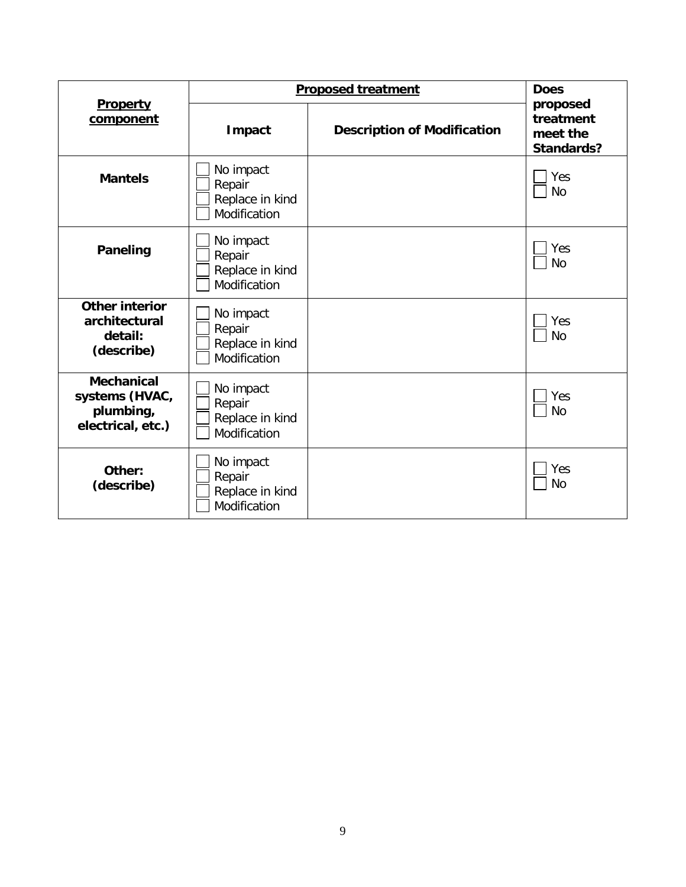| **Property component** | **Proposed treatment** | | **Does proposed treatment meet the Standards?** |
|---|---|---|---|
| | **Impact** | **Description of Modification** | |
| **Mantels** | ☐ No impact<br>☐ Repair<br>☐ Replace in kind<br>☐ Modification | | ☐ Yes<br>☐ No |
| **Paneling** | ☐ No impact<br>☐ Repair<br>☐ Replace in kind<br>☐ Modification | | ☐ Yes<br>☐ No |
| **Other interior architectural detail: (describe)** | ☐ No impact<br>☐ Repair<br>☐ Replace in kind<br>☐ Modification | | ☐ Yes<br>☐ No |
| **Mechanical systems (HVAC, plumbing, electrical, etc.)** | ☐ No impact<br>☐ Repair<br>☐ Replace in kind<br>☐ Modification | | ☐ Yes<br>☐ No |
| **Other: (describe)** | ☐ No impact<br>☐ Repair<br>☐ Replace in kind<br>☐ Modification | | ☐ Yes<br>☐ No |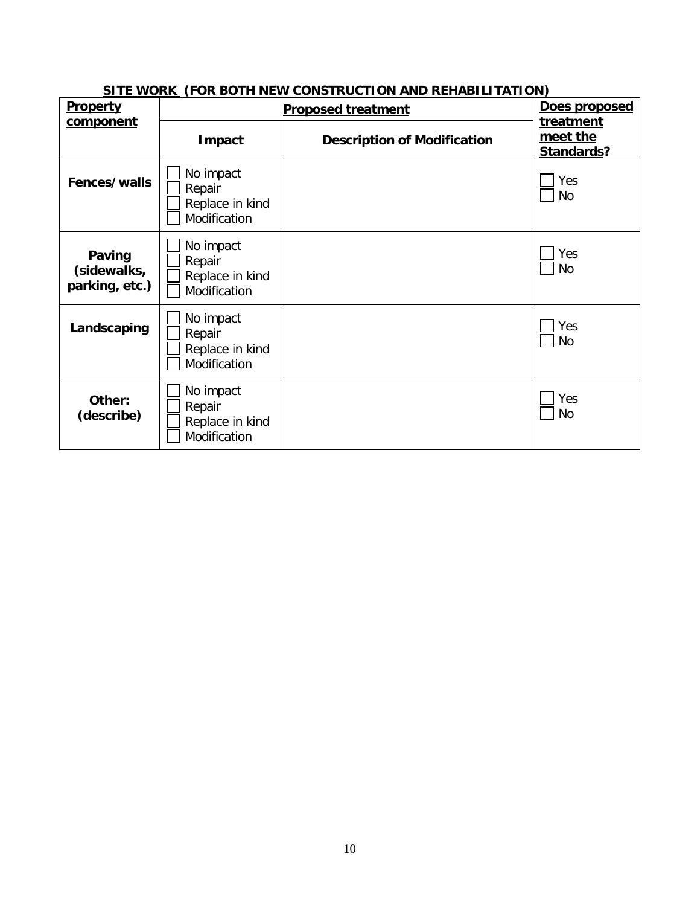## SITE WORK (FOR BOTH NEW CONSTRUCTION AND REHABILITATION)

| Property component | Proposed treatment | | Does proposed treatment meet the Standards? |
|---|---|---|---|
| | Impact | Description of Modification | |
| **Fences/walls** | ☐ No impact<br>☐ Repair<br>☐ Replace in kind<br>☐ Modification | | ☐ Yes<br>☐ No |
| **Paving (sidewalks, parking, etc.)** | ☐ No impact<br>☐ Repair<br>☐ Replace in kind<br>☐ Modification | | ☐ Yes<br>☐ No |
| **Landscaping** | ☐ No impact<br>☐ Repair<br>☐ Replace in kind<br>☐ Modification | | ☐ Yes<br>☐ No |
| **Other: (describe)** | ☐ No impact<br>☐ Repair<br>☐ Replace in kind<br>☐ Modification | | ☐ Yes<br>☐ No |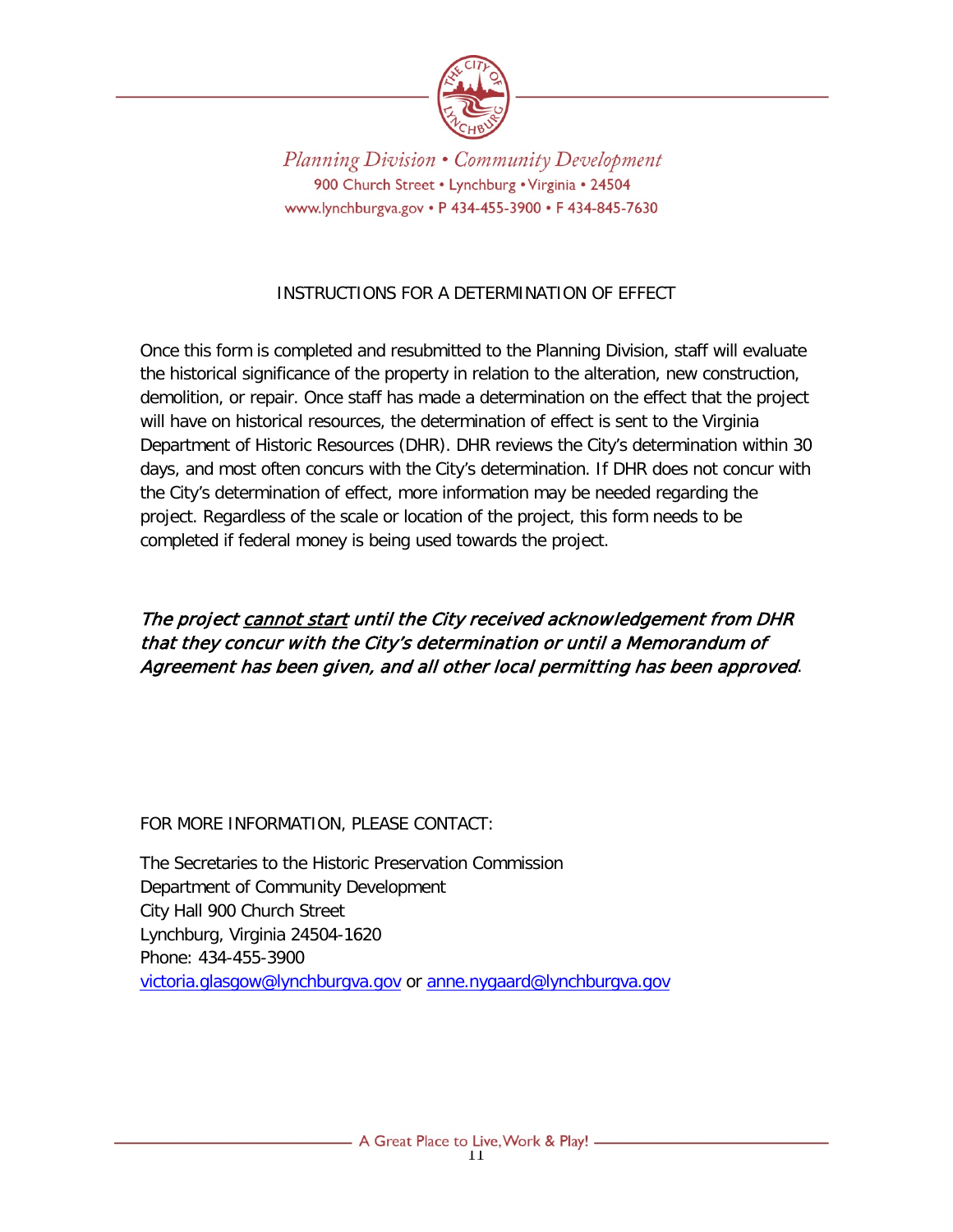Planning Division • Community Development

900 Church Street • Lynchburg • Virginia • 24504

www.lynchburgva.gov • P 434-455-3900 • F 434-845-7630

## INSTRUCTIONS FOR A DETERMINATION OF EFFECT

Once this form is completed and resubmitted to the Planning Division, staff will evaluate the historical significance of the property in relation to the alteration, new construction, demolition, or repair. Once staff has made a determination on the effect that the project will have on historical resources, the determination of effect is sent to the Virginia Department of Historic Resources (DHR). DHR reviews the City's determination within 30 days, and most often concurs with the City's determination. If DHR does not concur with the City's determination of effect, more information may be needed regarding the project. Regardless of the scale or location of the project, this form needs to be completed if federal money is being used towards the project.

*The project <u>cannot start</u> until the City received acknowledgement from DHR that they concur with the City's determination or until a Memorandum of Agreement has been given, and all other local permitting has been approved*.

FOR MORE INFORMATION, PLEASE CONTACT:

The Secretaries to the Historic Preservation Commission
Department of Community Development
City Hall 900 Church Street
Lynchburg, Virginia 24504-1620
Phone: 434-455-3900
victoria.glasgow@lynchburgva.gov or anne.nygaard@lynchburgva.gov

A Great Place to Live, Work & Play!